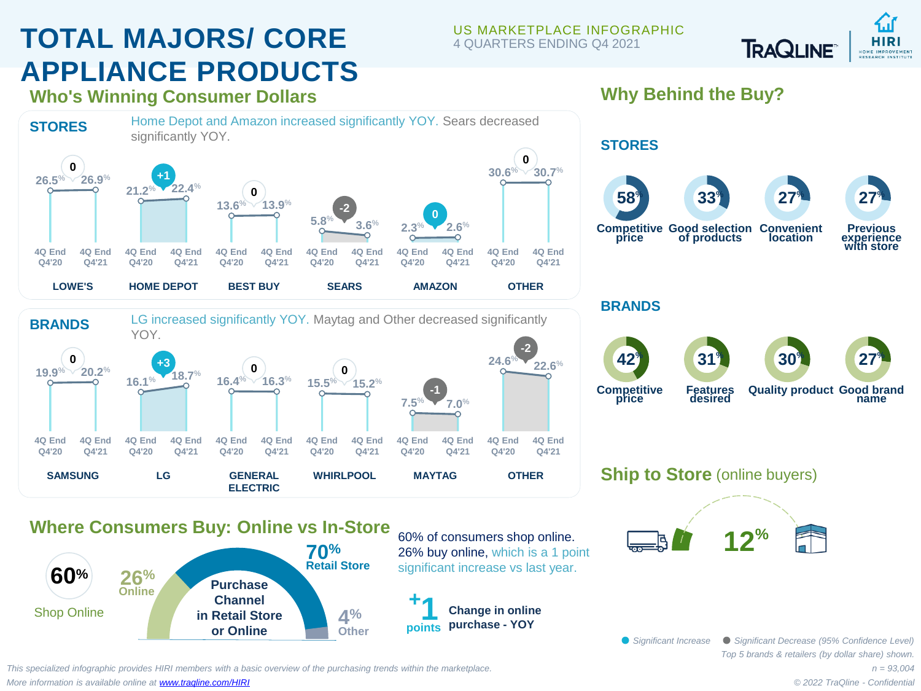# TOTAL MAJORS/ CORE APPLIANCE PRODUCTS

US MARKETPLACE INFOGRAPHIC
4 QUARTERS ENDING Q4 2021

TRAQLINE | HIRI HOME IMPROVEMENT RESEARCH INSTITUTE

## Who's Winning Consumer Dollars

### STORES

Home Depot and Amazon increased significantly YOY. Sears decreased significantly YOY.

| Store | 4Q End Q4'20 | 4Q End Q4'21 | Change |
|---|---|---|---|
| LOWE'S | 26.5% | 26.9% | 0 |
| HOME DEPOT | 21.2% | 22.4% | +1 |
| BEST BUY | 13.6% | 13.9% | 0 |
| SEARS | 5.8% | 3.6% | -2 |
| AMAZON | 2.3% | 2.6% | 0 |
| OTHER | 30.6% | 30.7% | 0 |

### BRANDS

LG increased significantly YOY. Maytag and Other decreased significantly YOY.

| Brand | 4Q End Q4'20 | 4Q End Q4'21 | Change |
|---|---|---|---|
| SAMSUNG | 19.9% | 20.2% | 0 |
| LG | 16.1% | 18.7% | +3 |
| GENERAL ELECTRIC | 16.4% | 16.3% | 0 |
| WHIRLPOOL | 15.5% | 15.2% | 0 |
| MAYTAG | 7.5% | 7.0% | -1 |
| OTHER | 24.6% | 22.6% | -2 |

## Where Consumers Buy: Online vs In-Store

**60%** Shop Online

Purchase Channel in Retail Store or Online:
- **70%** Retail Store
- **26%** Online
- **4%** Other

60% of consumers shop online. 26% buy online, which is a 1 point significant increase vs last year.

**+1 points** Change in online purchase - YOY

## Why Behind the Buy?

### STORES

- 58% Competitive price
- 33% Good selection of products
- 27% Convenient location
- 27% Previous experience with store

### BRANDS

- 42% Competitive price
- 31% Features desired
- 30% Quality product
- 27% Good brand name

## Ship to Store (online buyers)

12%

*Significant Increase* / *Significant Decrease (95% Confidence Level)*

*Top 5 brands & retailers (by dollar share) shown.*

*n = 93,004*

*This specialized infographic provides HIRI members with a basic overview of the purchasing trends within the marketplace.*
*More information is available online at www.traqline.com/HIRI*

*© 2022 TraQline - Confidential*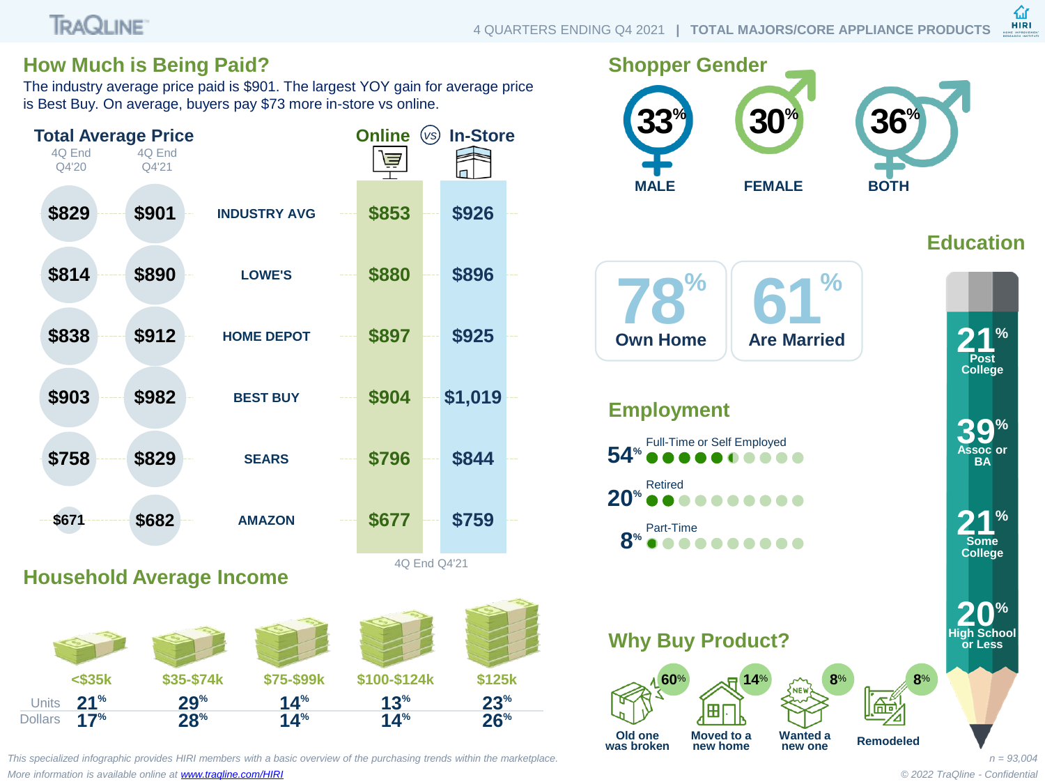4 QUARTERS ENDING Q4 2021 | TOTAL MAJORS/CORE APPLIANCE PRODUCTS

## How Much is Being Paid?

The industry average price paid is $901. The largest YOY gain for average price is Best Buy. On average, buyers pay $73 more in-store vs online.

| Total Average Price 4Q End Q4'20 | 4Q End Q4'21 | | Online | In-Store |
|---|---|---|---|---|
| $829 | $901 | INDUSTRY AVG | $853 | $926 |
| $814 | $890 | LOWE'S | $880 | $896 |
| $838 | $912 | HOME DEPOT | $897 | $925 |
| $903 | $982 | BEST BUY | $904 | $1,019 |
| $758 | $829 | SEARS | $796 | $844 |
| $671 | $682 | AMAZON | $677 | $759 |

Online vs In-Store: 4Q End Q4'21

## Household Average Income

| | <$35k | $35-$74k | $75-$99k | $100-$124k | $125k |
|---|---|---|---|---|---|
| Units | 21% | 29% | 14% | 13% | 23% |
| Dollars | 17% | 28% | 14% | 14% | 26% |

## Shopper Gender

33% MALE
30% FEMALE
36% BOTH

78% Own Home
61% Are Married

## Education

21% Post College
39% Assoc or BA
21% Some College
20% High School or Less

## Employment

54% Full-Time or Self Employed
20% Retired
8% Part-Time

## Why Buy Product?

60% Old one was broken
14% Moved to a new home
8% Wanted a new one
8% Remodeled

*This specialized infographic provides HIRI members with a basic overview of the purchasing trends within the marketplace.*
*More information is available online at [www.traqline.com/HIRI](www.traqline.com/HIRI)*

*n = 93,004*

*© 2022 TraQline - Confidential*